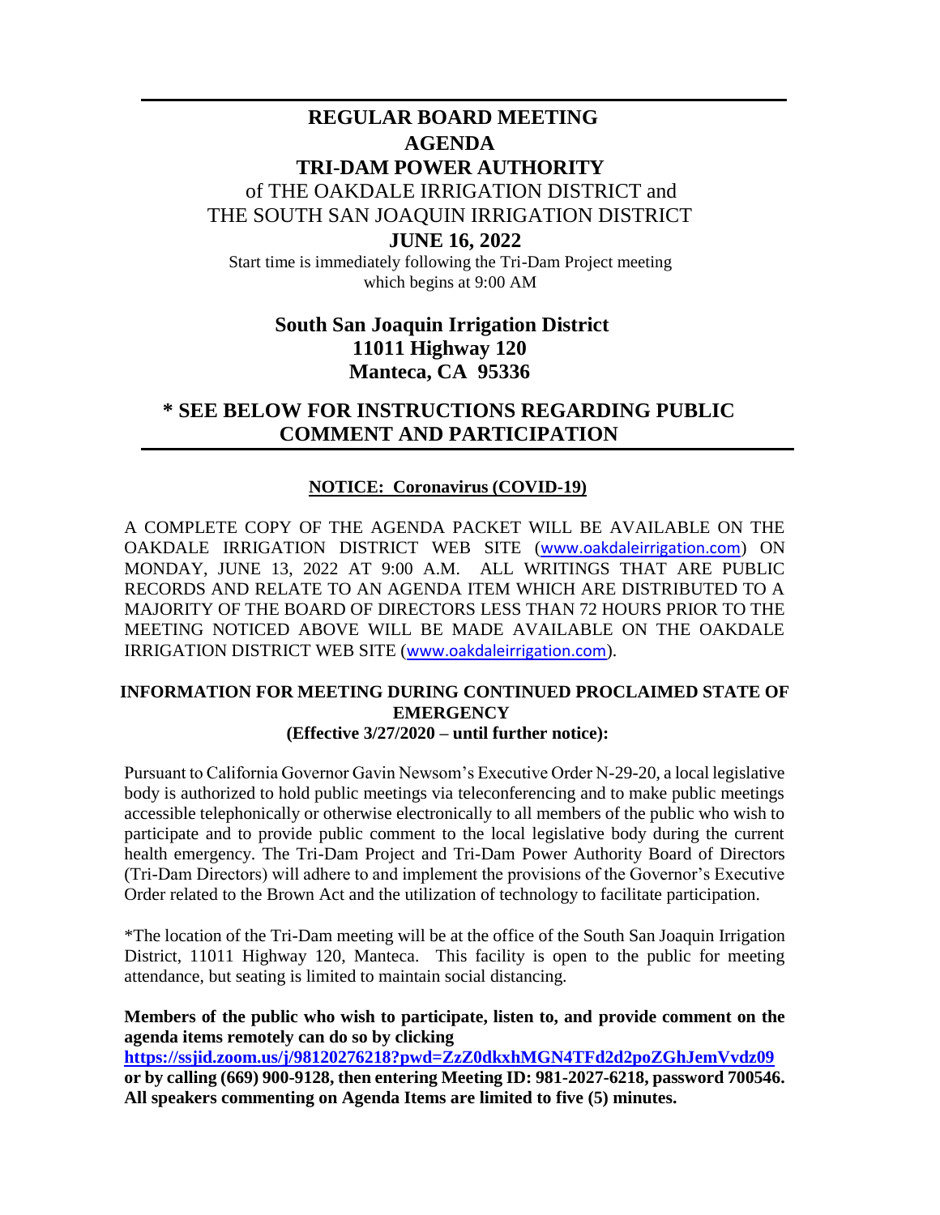# REGULAR BOARD MEETING
# AGENDA
# TRI-DAM POWER AUTHORITY

of THE OAKDALE IRRIGATION DISTRICT and
THE SOUTH SAN JOAQUIN IRRIGATION DISTRICT

**JUNE 16, 2022**

Start time is immediately following the Tri-Dam Project meeting which begins at 9:00 AM

**South San Joaquin Irrigation District**
**11011 Highway 120**
**Manteca, CA 95336**

## * SEE BELOW FOR INSTRUCTIONS REGARDING PUBLIC COMMENT AND PARTICIPATION

**NOTICE: Coronavirus (COVID-19)**

A COMPLETE COPY OF THE AGENDA PACKET WILL BE AVAILABLE ON THE OAKDALE IRRIGATION DISTRICT WEB SITE (www.oakdaleirrigation.com) ON MONDAY, JUNE 13, 2022 AT 9:00 A.M. ALL WRITINGS THAT ARE PUBLIC RECORDS AND RELATE TO AN AGENDA ITEM WHICH ARE DISTRIBUTED TO A MAJORITY OF THE BOARD OF DIRECTORS LESS THAN 72 HOURS PRIOR TO THE MEETING NOTICED ABOVE WILL BE MADE AVAILABLE ON THE OAKDALE IRRIGATION DISTRICT WEB SITE (www.oakdaleirrigation.com).

**INFORMATION FOR MEETING DURING CONTINUED PROCLAIMED STATE OF EMERGENCY**
**(Effective 3/27/2020 – until further notice):**

Pursuant to California Governor Gavin Newsom's Executive Order N-29-20, a local legislative body is authorized to hold public meetings via teleconferencing and to make public meetings accessible telephonically or otherwise electronically to all members of the public who wish to participate and to provide public comment to the local legislative body during the current health emergency. The Tri-Dam Project and Tri-Dam Power Authority Board of Directors (Tri-Dam Directors) will adhere to and implement the provisions of the Governor's Executive Order related to the Brown Act and the utilization of technology to facilitate participation.

*The location of the Tri-Dam meeting will be at the office of the South San Joaquin Irrigation District, 11011 Highway 120, Manteca. This facility is open to the public for meeting attendance, but seating is limited to maintain social distancing.

**Members of the public who wish to participate, listen to, and provide comment on the agenda items remotely can do so by clicking https://ssjid.zoom.us/j/98120276218?pwd=ZzZ0dkxhMGN4TFd2d2poZGhJemVvdz09 or by calling (669) 900-9128, then entering Meeting ID: 981-2027-6218, password 700546. All speakers commenting on Agenda Items are limited to five (5) minutes.**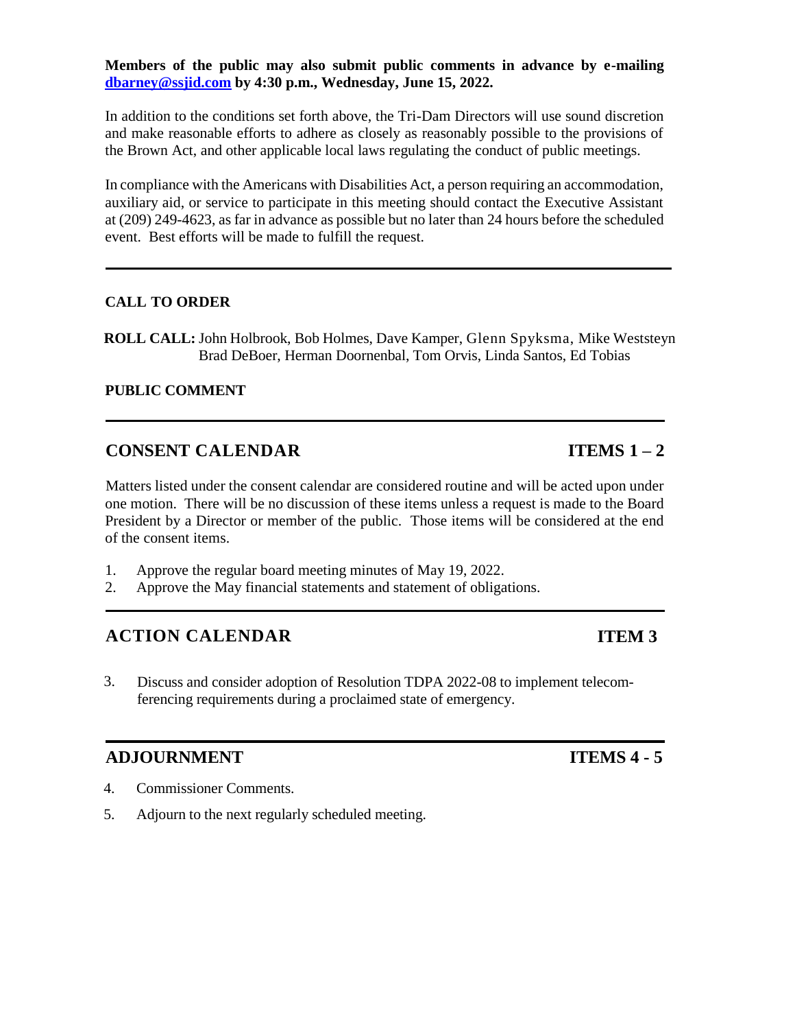**Members of the public may also submit public comments in advance by e-mailing [dbarney@ssjid.com](mailto:dbarney@ssjid.com) by 4:30 p.m., Wednesday, June 15, 2022.**

In addition to the conditions set forth above, the Tri-Dam Directors will use sound discretion and make reasonable efforts to adhere as closely as reasonably possible to the provisions of the Brown Act, and other applicable local laws regulating the conduct of public meetings.

In compliance with the Americans with Disabilities Act, a person requiring an accommodation, auxiliary aid, or service to participate in this meeting should contact the Executive Assistant at (209) 249-4623, as far in advance as possible but no later than 24 hours before the scheduled event. Best efforts will be made to fulfill the request.

---

**CALL TO ORDER**

**ROLL CALL:** John Holbrook, Bob Holmes, Dave Kamper, Glenn Spyksma, Mike Weststeyn
Brad DeBoer, Herman Doornenbal, Tom Orvis, Linda Santos, Ed Tobias

**PUBLIC COMMENT**

---

## CONSENT CALENDAR — ITEMS 1 – 2

Matters listed under the consent calendar are considered routine and will be acted upon under one motion. There will be no discussion of these items unless a request is made to the Board President by a Director or member of the public. Those items will be considered at the end of the consent items.

1. Approve the regular board meeting minutes of May 19, 2022.
2. Approve the May financial statements and statement of obligations.

---

## ACTION CALENDAR — ITEM 3

3. Discuss and consider adoption of Resolution TDPA 2022-08 to implement telecom-ferencing requirements during a proclaimed state of emergency.

---

## ADJOURNMENT — ITEMS 4 - 5

4. Commissioner Comments.
5. Adjourn to the next regularly scheduled meeting.